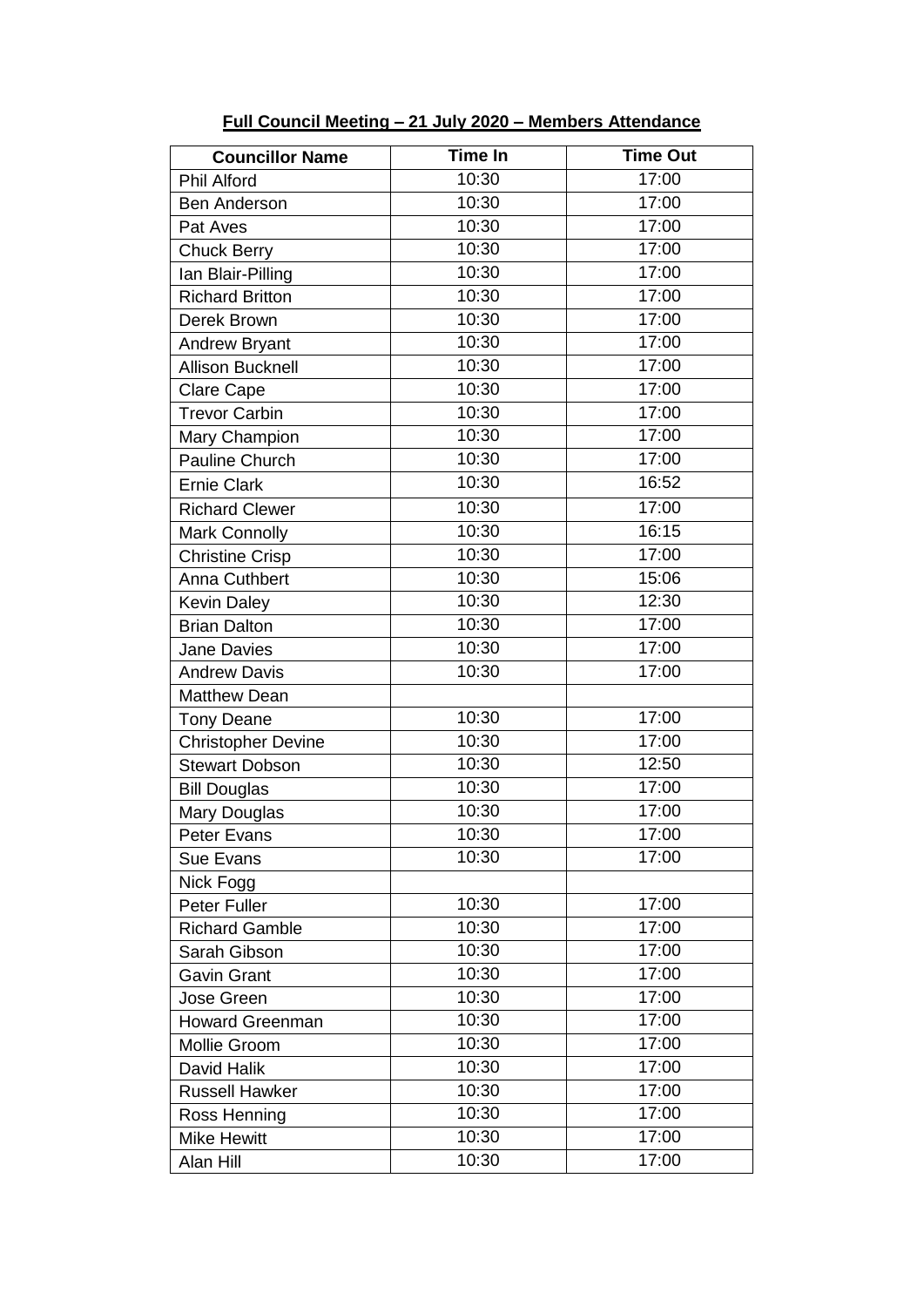**Full Council Meeting – 21 July 2020 – Members Attendance**

| Councillor Name | Time In | Time Out |
|---|---|---|
| Phil Alford | 10:30 | 17:00 |
| Ben Anderson | 10:30 | 17:00 |
| Pat Aves | 10:30 | 17:00 |
| Chuck Berry | 10:30 | 17:00 |
| Ian Blair-Pilling | 10:30 | 17:00 |
| Richard Britton | 10:30 | 17:00 |
| Derek Brown | 10:30 | 17:00 |
| Andrew Bryant | 10:30 | 17:00 |
| Allison Bucknell | 10:30 | 17:00 |
| Clare Cape | 10:30 | 17:00 |
| Trevor Carbin | 10:30 | 17:00 |
| Mary Champion | 10:30 | 17:00 |
| Pauline Church | 10:30 | 17:00 |
| Ernie Clark | 10:30 | 16:52 |
| Richard Clewer | 10:30 | 17:00 |
| Mark Connolly | 10:30 | 16:15 |
| Christine Crisp | 10:30 | 17:00 |
| Anna Cuthbert | 10:30 | 15:06 |
| Kevin Daley | 10:30 | 12:30 |
| Brian Dalton | 10:30 | 17:00 |
| Jane Davies | 10:30 | 17:00 |
| Andrew Davis | 10:30 | 17:00 |
| Matthew Dean | | |
| Tony Deane | 10:30 | 17:00 |
| Christopher Devine | 10:30 | 17:00 |
| Stewart Dobson | 10:30 | 12:50 |
| Bill Douglas | 10:30 | 17:00 |
| Mary Douglas | 10:30 | 17:00 |
| Peter Evans | 10:30 | 17:00 |
| Sue Evans | 10:30 | 17:00 |
| Nick Fogg | | |
| Peter Fuller | 10:30 | 17:00 |
| Richard Gamble | 10:30 | 17:00 |
| Sarah Gibson | 10:30 | 17:00 |
| Gavin Grant | 10:30 | 17:00 |
| Jose Green | 10:30 | 17:00 |
| Howard Greenman | 10:30 | 17:00 |
| Mollie Groom | 10:30 | 17:00 |
| David Halik | 10:30 | 17:00 |
| Russell Hawker | 10:30 | 17:00 |
| Ross Henning | 10:30 | 17:00 |
| Mike Hewitt | 10:30 | 17:00 |
| Alan Hill | 10:30 | 17:00 |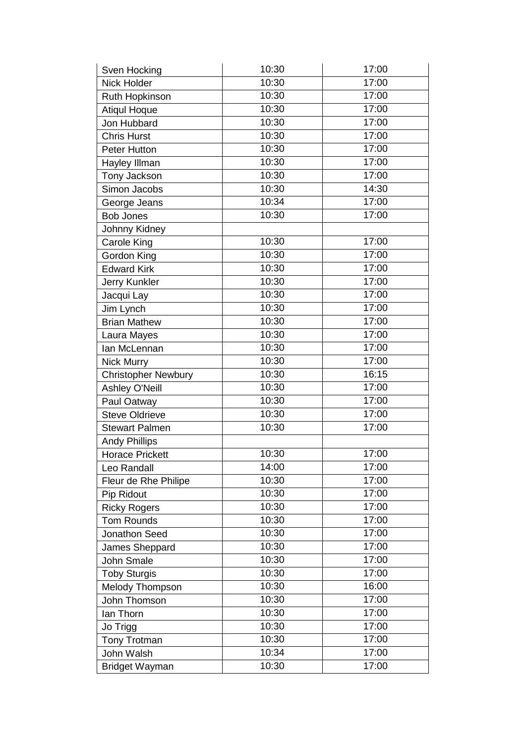| | | |
|---|---|---|
| Sven Hocking | 10:30 | 17:00 |
| Nick Holder | 10:30 | 17:00 |
| Ruth Hopkinson | 10:30 | 17:00 |
| Atiqul Hoque | 10:30 | 17:00 |
| Jon Hubbard | 10:30 | 17:00 |
| Chris Hurst | 10:30 | 17:00 |
| Peter Hutton | 10:30 | 17:00 |
| Hayley Illman | 10:30 | 17:00 |
| Tony Jackson | 10:30 | 17:00 |
| Simon Jacobs | 10:30 | 14:30 |
| George Jeans | 10:34 | 17:00 |
| Bob Jones | 10:30 | 17:00 |
| Johnny Kidney | | |
| Carole King | 10:30 | 17:00 |
| Gordon King | 10:30 | 17:00 |
| Edward Kirk | 10:30 | 17:00 |
| Jerry Kunkler | 10:30 | 17:00 |
| Jacqui Lay | 10:30 | 17:00 |
| Jim Lynch | 10:30 | 17:00 |
| Brian Mathew | 10:30 | 17:00 |
| Laura Mayes | 10:30 | 17:00 |
| Ian McLennan | 10:30 | 17:00 |
| Nick Murry | 10:30 | 17:00 |
| Christopher Newbury | 10:30 | 16:15 |
| Ashley O'Neill | 10:30 | 17:00 |
| Paul Oatway | 10:30 | 17:00 |
| Steve Oldrieve | 10:30 | 17:00 |
| Stewart Palmen | 10:30 | 17:00 |
| Andy Phillips | | |
| Horace Prickett | 10:30 | 17:00 |
| Leo Randall | 14:00 | 17:00 |
| Fleur de Rhe Philipe | 10:30 | 17:00 |
| Pip Ridout | 10:30 | 17:00 |
| Ricky Rogers | 10:30 | 17:00 |
| Tom Rounds | 10:30 | 17:00 |
| Jonathon Seed | 10:30 | 17:00 |
| James Sheppard | 10:30 | 17:00 |
| John Smale | 10:30 | 17:00 |
| Toby Sturgis | 10:30 | 17:00 |
| Melody Thompson | 10:30 | 16:00 |
| John Thomson | 10:30 | 17:00 |
| Ian Thorn | 10:30 | 17:00 |
| Jo Trigg | 10:30 | 17:00 |
| Tony Trotman | 10:30 | 17:00 |
| John Walsh | 10:34 | 17:00 |
| Bridget Wayman | 10:30 | 17:00 |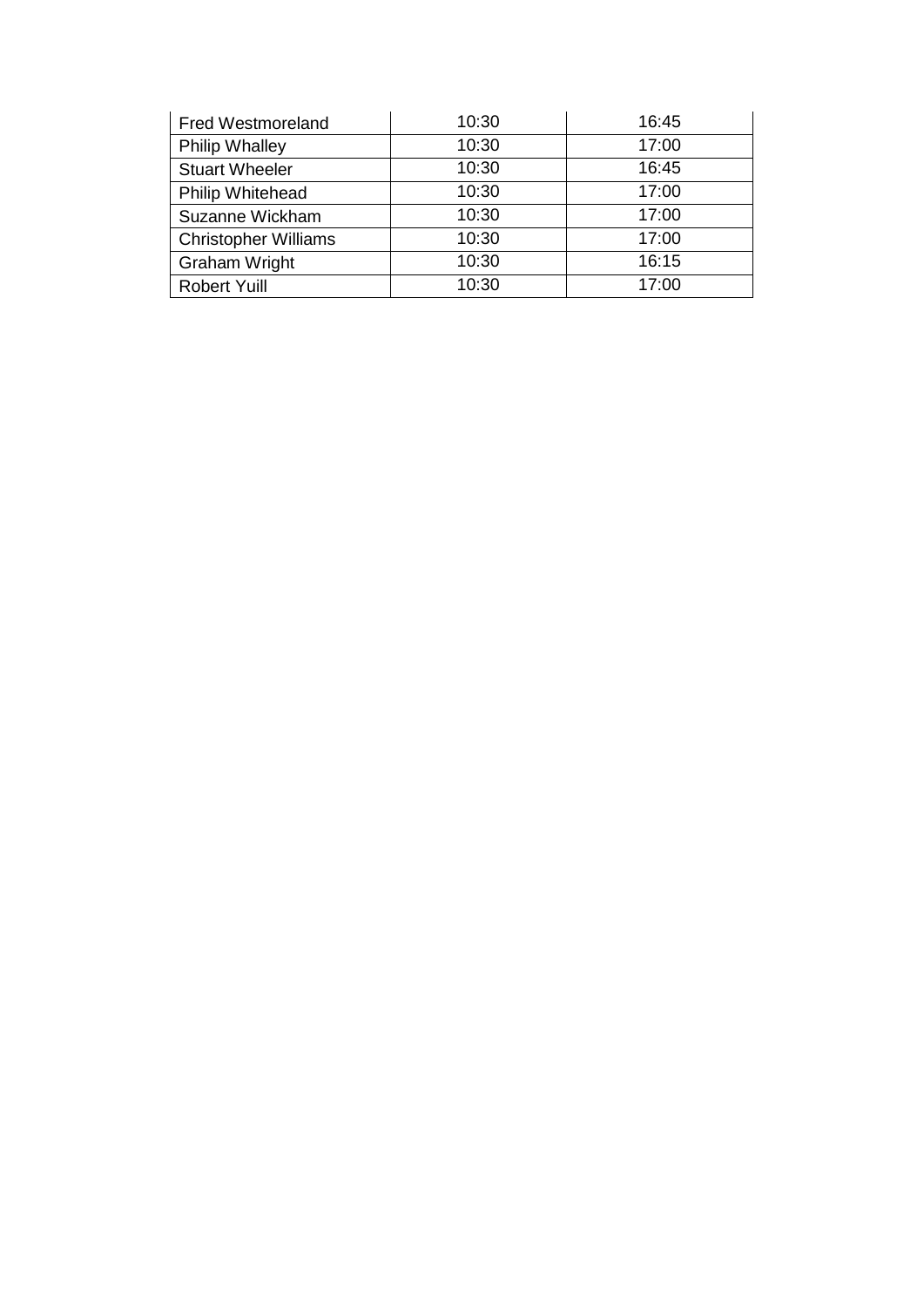| | | |
|---|---|---|
| Fred Westmoreland | 10:30 | 16:45 |
| Philip Whalley | 10:30 | 17:00 |
| Stuart Wheeler | 10:30 | 16:45 |
| Philip Whitehead | 10:30 | 17:00 |
| Suzanne Wickham | 10:30 | 17:00 |
| Christopher Williams | 10:30 | 17:00 |
| Graham Wright | 10:30 | 16:15 |
| Robert Yuill | 10:30 | 17:00 |